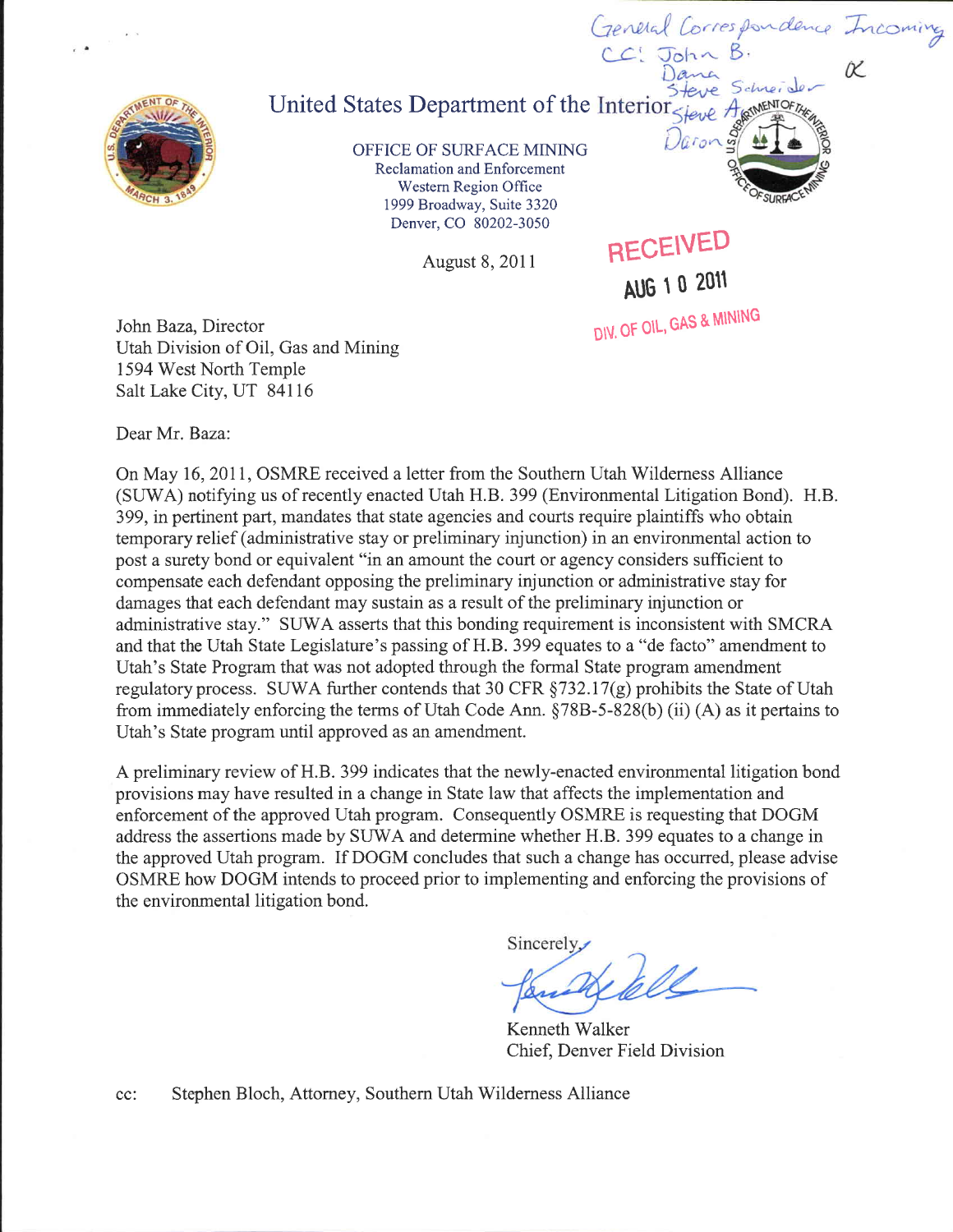General Correspondence Incoming
CC: John B.
Dana
Steve Schneider
Steve A.
Daron

# United States Department of the Interior

OFFICE OF SURFACE MINING
Reclamation and Enforcement
Western Region Office
1999 Broadway, Suite 3320
Denver, CO 80202-3050

August 8, 2011

RECEIVED
AUG 10 2011
DIV. OF OIL, GAS & MINING

John Baza, Director
Utah Division of Oil, Gas and Mining
1594 West North Temple
Salt Lake City, UT 84116

Dear Mr. Baza:

On May 16, 2011, OSMRE received a letter from the Southern Utah Wilderness Alliance (SUWA) notifying us of recently enacted Utah H.B. 399 (Environmental Litigation Bond). H.B. 399, in pertinent part, mandates that state agencies and courts require plaintiffs who obtain temporary relief (administrative stay or preliminary injunction) in an environmental action to post a surety bond or equivalent "in an amount the court or agency considers sufficient to compensate each defendant opposing the preliminary injunction or administrative stay for damages that each defendant may sustain as a result of the preliminary injunction or administrative stay." SUWA asserts that this bonding requirement is inconsistent with SMCRA and that the Utah State Legislature's passing of H.B. 399 equates to a "de facto" amendment to Utah's State Program that was not adopted through the formal State program amendment regulatory process. SUWA further contends that 30 CFR §732.17(g) prohibits the State of Utah from immediately enforcing the terms of Utah Code Ann. §78B-5-828(b) (ii) (A) as it pertains to Utah's State program until approved as an amendment.

A preliminary review of H.B. 399 indicates that the newly-enacted environmental litigation bond provisions may have resulted in a change in State law that affects the implementation and enforcement of the approved Utah program. Consequently OSMRE is requesting that DOGM address the assertions made by SUWA and determine whether H.B. 399 equates to a change in the approved Utah program. If DOGM concludes that such a change has occurred, please advise OSMRE how DOGM intends to proceed prior to implementing and enforcing the provisions of the environmental litigation bond.

Sincerely,

Kenneth Walker
Chief, Denver Field Division

cc: Stephen Bloch, Attorney, Southern Utah Wilderness Alliance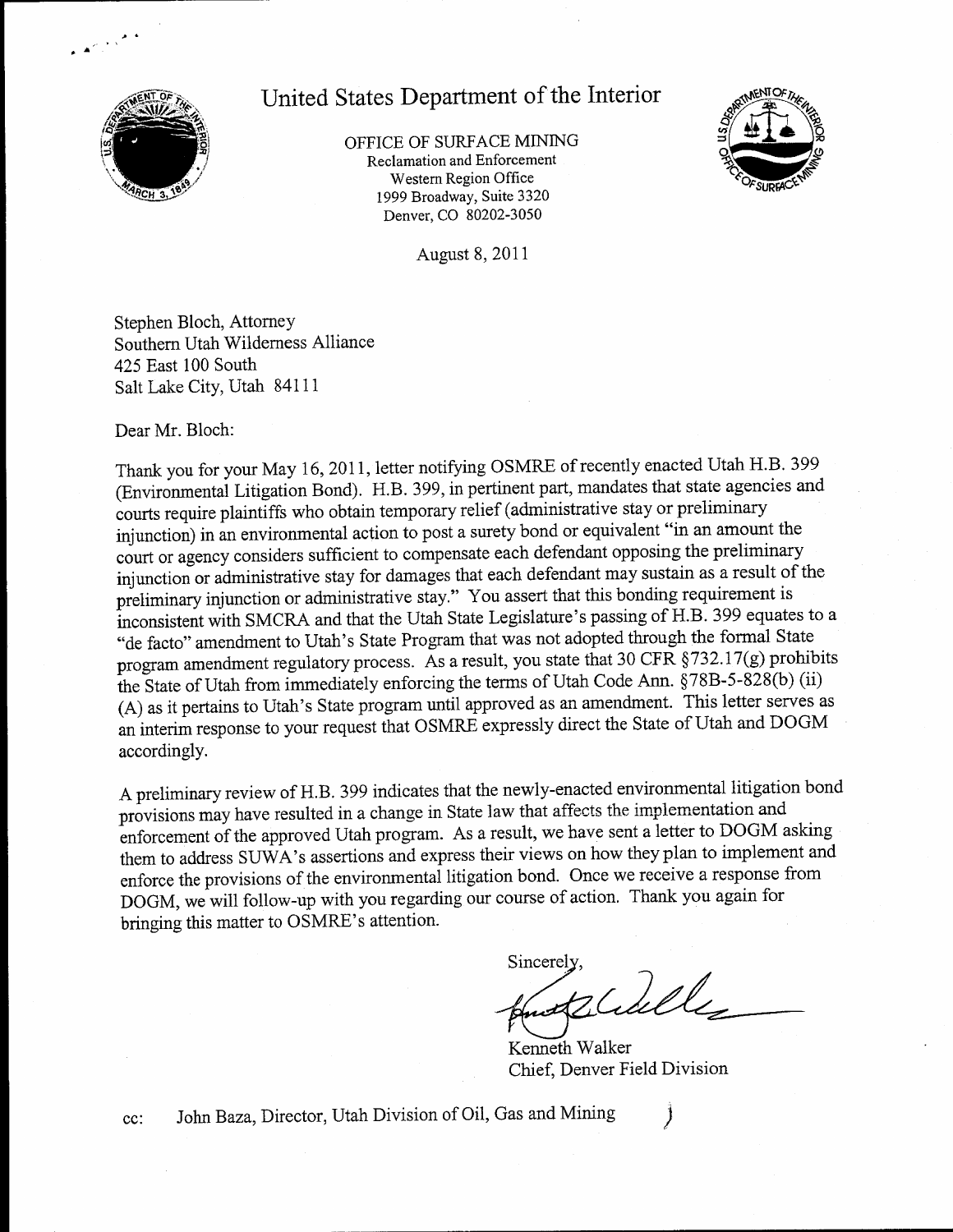# United States Department of the Interior

OFFICE OF SURFACE MINING
Reclamation and Enforcement
Western Region Office
1999 Broadway, Suite 3320
Denver, CO 80202-3050

August 8, 2011

Stephen Bloch, Attorney
Southern Utah Wilderness Alliance
425 East 100 South
Salt Lake City, Utah 84111

Dear Mr. Bloch:

Thank you for your May 16, 2011, letter notifying OSMRE of recently enacted Utah H.B. 399 (Environmental Litigation Bond). H.B. 399, in pertinent part, mandates that state agencies and courts require plaintiffs who obtain temporary relief (administrative stay or preliminary injunction) in an environmental action to post a surety bond or equivalent "in an amount the court or agency considers sufficient to compensate each defendant opposing the preliminary injunction or administrative stay for damages that each defendant may sustain as a result of the preliminary injunction or administrative stay." You assert that this bonding requirement is inconsistent with SMCRA and that the Utah State Legislature's passing of H.B. 399 equates to a "de facto" amendment to Utah's State Program that was not adopted through the formal State program amendment regulatory process. As a result, you state that 30 CFR §732.17(g) prohibits the State of Utah from immediately enforcing the terms of Utah Code Ann. §78B-5-828(b) (ii) (A) as it pertains to Utah's State program until approved as an amendment. This letter serves as an interim response to your request that OSMRE expressly direct the State of Utah and DOGM accordingly.

A preliminary review of H.B. 399 indicates that the newly-enacted environmental litigation bond provisions may have resulted in a change in State law that affects the implementation and enforcement of the approved Utah program. As a result, we have sent a letter to DOGM asking them to address SUWA's assertions and express their views on how they plan to implement and enforce the provisions of the environmental litigation bond. Once we receive a response from DOGM, we will follow-up with you regarding our course of action. Thank you again for bringing this matter to OSMRE's attention.

Sincerely,

Kenneth Walker
Chief, Denver Field Division

cc: John Baza, Director, Utah Division of Oil, Gas and Mining